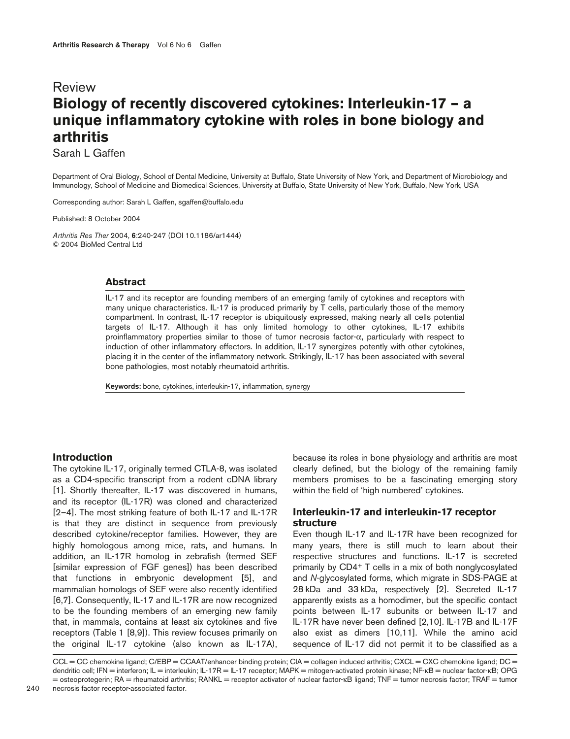Review

# Biology of recently discovered cytokines: Interleukin-17 – a unique inflammatory cytokine with roles in bone biology and arthritis

Sarah L Gaffen

Department of Oral Biology, School of Dental Medicine, University at Buffalo, State University of New York, and Department of Microbiology and Immunology, School of Medicine and Biomedical Sciences, University at Buffalo, State University of New York, Buffalo, New York, USA

Corresponding author: Sarah L Gaffen, sgaffen@buffalo.edu

Published: 8 October 2004

*Arthritis Res Ther* 2004, **6**:240-247 (DOI 10.1186/ar1444)
© 2004 BioMed Central Ltd

## Abstract

IL-17 and its receptor are founding members of an emerging family of cytokines and receptors with many unique characteristics. IL-17 is produced primarily by T cells, particularly those of the memory compartment. In contrast, IL-17 receptor is ubiquitously expressed, making nearly all cells potential targets of IL-17. Although it has only limited homology to other cytokines, IL-17 exhibits proinflammatory properties similar to those of tumor necrosis factor-α, particularly with respect to induction of other inflammatory effectors. In addition, IL-17 synergizes potently with other cytokines, placing it in the center of the inflammatory network. Strikingly, IL-17 has been associated with several bone pathologies, most notably rheumatoid arthritis.

**Keywords:** bone, cytokines, interleukin-17, inflammation, synergy

## Introduction

The cytokine IL-17, originally termed CTLA-8, was isolated as a CD4-specific transcript from a rodent cDNA library [1]. Shortly thereafter, IL-17 was discovered in humans, and its receptor (IL-17R) was cloned and characterized [2–4]. The most striking feature of both IL-17 and IL-17R is that they are distinct in sequence from previously described cytokine/receptor families. However, they are highly homologous among mice, rats, and humans. In addition, an IL-17R homolog in zebrafish (termed SEF [similar expression of FGF genes]) has been described that functions in embryonic development [5], and mammalian homologs of SEF were also recently identified [6,7]. Consequently, IL-17 and IL-17R are now recognized to be the founding members of an emerging new family that, in mammals, contains at least six cytokines and five receptors (Table 1 [8,9]). This review focuses primarily on the original IL-17 cytokine (also known as IL-17A), because its roles in bone physiology and arthritis are most clearly defined, but the biology of the remaining family members promises to be a fascinating emerging story within the field of 'high numbered' cytokines.

## Interleukin-17 and interleukin-17 receptor structure

Even though IL-17 and IL-17R have been recognized for many years, there is still much to learn about their respective structures and functions. IL-17 is secreted primarily by $CD4^+$ T cells in a mix of both nonglycosylated and *N*-glycosylated forms, which migrate in SDS-PAGE at 28 kDa and 33 kDa, respectively [2]. Secreted IL-17 apparently exists as a homodimer, but the specific contact points between IL-17 subunits or between IL-17 and IL-17R have never been defined [2,10]. IL-17B and IL-17F also exist as dimers [10,11]. While the amino acid sequence of IL-17 did not permit it to be classified as a

CCL = CC chemokine ligand; C/EBP = CCAAT/enhancer binding protein; CIA = collagen induced arthritis; CXCL = CXC chemokine ligand; DC = dendritic cell; IFN = interferon; IL = interleukin; IL-17R = IL-17 receptor; MAPK = mitogen-activated protein kinase; NF-κB = nuclear factor-κB; OPG = osteoprotegerin; RA = rheumatoid arthritis; RANKL = receptor activator of nuclear factor-κB ligand; TNF = tumor necrosis factor; TRAF = tumor necrosis factor receptor-associated factor.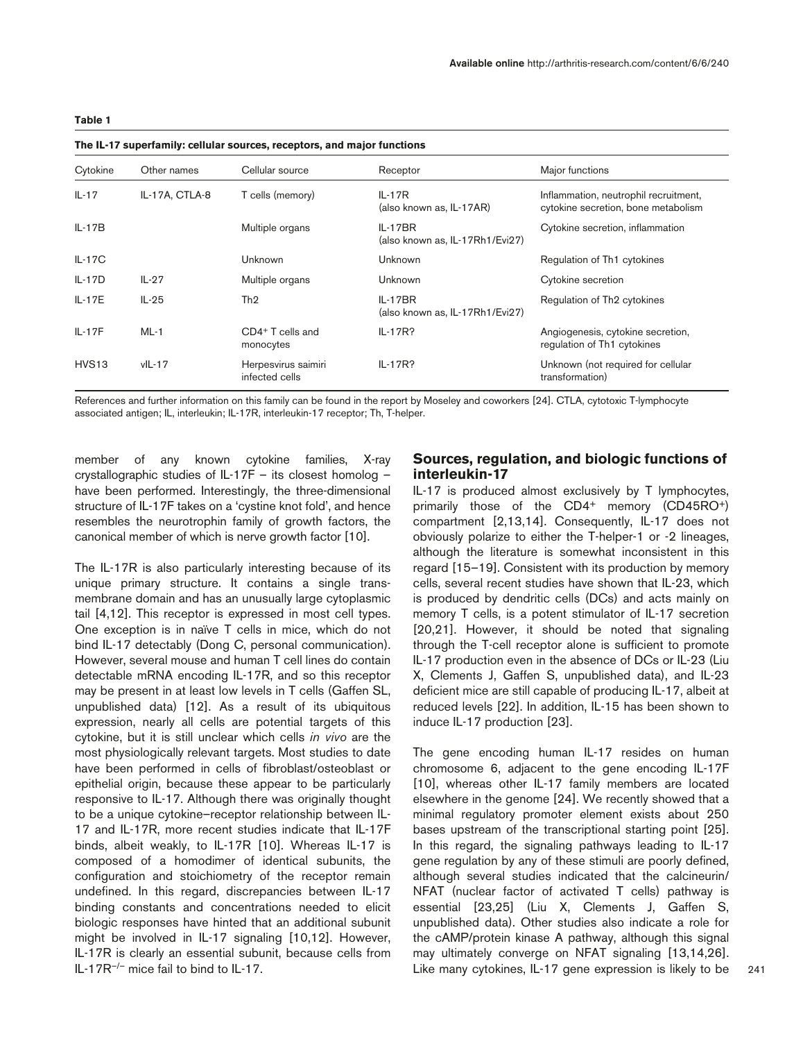**Table 1**

**The IL-17 superfamily: cellular sources, receptors, and major functions**

| Cytokine | Other names | Cellular source | Receptor | Major functions |
|---|---|---|---|---|
| IL-17 | IL-17A, CTLA-8 | T cells (memory) | IL-17R (also known as, IL-17AR) | Inflammation, neutrophil recruitment, cytokine secretion, bone metabolism |
| IL-17B | | Multiple organs | IL-17BR (also known as, IL-17Rh1/Evi27) | Cytokine secretion, inflammation |
| IL-17C | | Unknown | Unknown | Regulation of Th1 cytokines |
| IL-17D | IL-27 | Multiple organs | Unknown | Cytokine secretion |
| IL-17E | IL-25 | Th2 | IL-17BR (also known as, IL-17Rh1/Evi27) | Regulation of Th2 cytokines |
| IL-17F | ML-1 | $CD4^+$ T cells and monocytes | IL-17R? | Angiogenesis, cytokine secretion, regulation of Th1 cytokines |
| HVS13 | vIL-17 | Herpesvirus saimiri infected cells | IL-17R? | Unknown (not required for cellular transformation) |

References and further information on this family can be found in the report by Moseley and coworkers [24]. CTLA, cytotoxic T-lymphocyte associated antigen; IL, interleukin; IL-17R, interleukin-17 receptor; Th, T-helper.

member of any known cytokine families, X-ray crystallographic studies of IL-17F – its closest homolog – have been performed. Interestingly, the three-dimensional structure of IL-17F takes on a 'cystine knot fold', and hence resembles the neurotrophin family of growth factors, the canonical member of which is nerve growth factor [10].

The IL-17R is also particularly interesting because of its unique primary structure. It contains a single transmembrane domain and has an unusually large cytoplasmic tail [4,12]. This receptor is expressed in most cell types. One exception is in naïve T cells in mice, which do not bind IL-17 detectably (Dong C, personal communication). However, several mouse and human T cell lines do contain detectable mRNA encoding IL-17R, and so this receptor may be present in at least low levels in T cells (Gaffen SL, unpublished data) [12]. As a result of its ubiquitous expression, nearly all cells are potential targets of this cytokine, but it is still unclear which cells *in vivo* are the most physiologically relevant targets. Most studies to date have been performed in cells of fibroblast/osteoblast or epithelial origin, because these appear to be particularly responsive to IL-17. Although there was originally thought to be a unique cytokine–receptor relationship between IL-17 and IL-17R, more recent studies indicate that IL-17F binds, albeit weakly, to IL-17R [10]. Whereas IL-17 is composed of a homodimer of identical subunits, the configuration and stoichiometry of the receptor remain undefined. In this regard, discrepancies between IL-17 binding constants and concentrations needed to elicit biologic responses have hinted that an additional subunit might be involved in IL-17 signaling [10,12]. However, IL-17R is clearly an essential subunit, because cells from $IL\text{-}17R^{-/-}$ mice fail to bind to IL-17.

## Sources, regulation, and biologic functions of interleukin-17

IL-17 is produced almost exclusively by T lymphocytes, primarily those of the $CD4^+$ memory ($CD45RO^+$) compartment [2,13,14]. Consequently, IL-17 does not obviously polarize to either the T-helper-1 or -2 lineages, although the literature is somewhat inconsistent in this regard [15–19]. Consistent with its production by memory cells, several recent studies have shown that IL-23, which is produced by dendritic cells (DCs) and acts mainly on memory T cells, is a potent stimulator of IL-17 secretion [20,21]. However, it should be noted that signaling through the T-cell receptor alone is sufficient to promote IL-17 production even in the absence of DCs or IL-23 (Liu X, Clements J, Gaffen S, unpublished data), and IL-23 deficient mice are still capable of producing IL-17, albeit at reduced levels [22]. In addition, IL-15 has been shown to induce IL-17 production [23].

The gene encoding human IL-17 resides on human chromosome 6, adjacent to the gene encoding IL-17F [10], whereas other IL-17 family members are located elsewhere in the genome [24]. We recently showed that a minimal regulatory promoter element exists about 250 bases upstream of the transcriptional starting point [25]. In this regard, the signaling pathways leading to IL-17 gene regulation by any of these stimuli are poorly defined, although several studies indicated that the calcineurin/NFAT (nuclear factor of activated T cells) pathway is essential [23,25] (Liu X, Clements J, Gaffen S, unpublished data). Other studies also indicate a role for the cAMP/protein kinase A pathway, although this signal may ultimately converge on NFAT signaling [13,14,26]. Like many cytokines, IL-17 gene expression is likely to be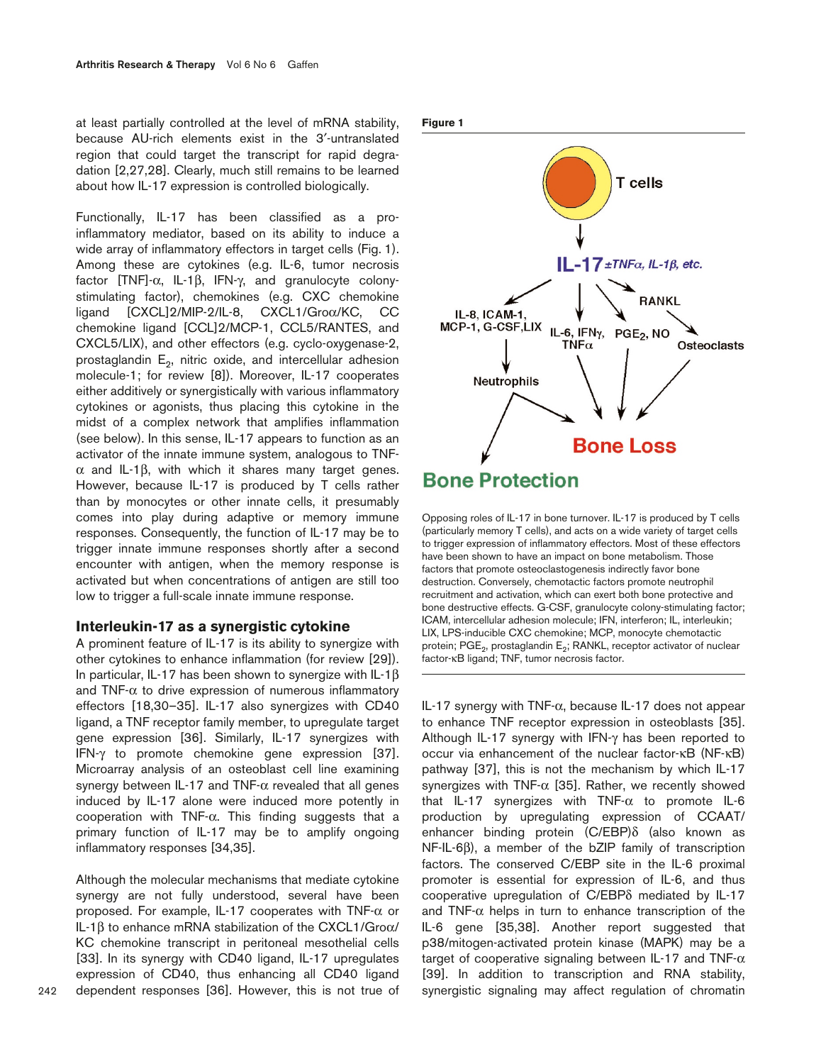at least partially controlled at the level of mRNA stability, because AU-rich elements exist in the 3′-untranslated region that could target the transcript for rapid degradation [2,27,28]. Clearly, much still remains to be learned about how IL-17 expression is controlled biologically.

Functionally, IL-17 has been classified as a pro-inflammatory mediator, based on its ability to induce a wide array of inflammatory effectors in target cells (Fig. 1). Among these are cytokines (e.g. IL-6, tumor necrosis factor [TNF]-α, IL-1β, IFN-γ, and granulocyte colony-stimulating factor), chemokines (e.g. CXC chemokine ligand [CXCL]2/MIP-2/IL-8, CXCL1/Groα/KC, CC chemokine ligand [CCL]2/MCP-1, CCL5/RANTES, and CXCL5/LIX), and other effectors (e.g. cyclo-oxygenase-2, prostaglandin $E_2$, nitric oxide, and intercellular adhesion molecule-1; for review [8]). Moreover, IL-17 cooperates either additively or synergistically with various inflammatory cytokines or agonists, thus placing this cytokine in the midst of a complex network that amplifies inflammation (see below). In this sense, IL-17 appears to function as an activator of the innate immune system, analogous to TNF-α and IL-1β, with which it shares many target genes. However, because IL-17 is produced by T cells rather than by monocytes or other innate cells, it presumably comes into play during adaptive or memory immune responses. Consequently, the function of IL-17 may be to trigger innate immune responses shortly after a second encounter with antigen, when the memory response is activated but when concentrations of antigen are still too low to trigger a full-scale innate immune response.

## Interleukin-17 as a synergistic cytokine

A prominent feature of IL-17 is its ability to synergize with other cytokines to enhance inflammation (for review [29]). In particular, IL-17 has been shown to synergize with IL-1β and TNF-α to drive expression of numerous inflammatory effectors [18,30–35]. IL-17 also synergizes with CD40 ligand, a TNF receptor family member, to upregulate target gene expression [36]. Similarly, IL-17 synergizes with IFN-γ to promote chemokine gene expression [37]. Microarray analysis of an osteoblast cell line examining synergy between IL-17 and TNF-α revealed that all genes induced by IL-17 alone were induced more potently in cooperation with TNF-α. This finding suggests that a primary function of IL-17 may be to amplify ongoing inflammatory responses [34,35].

Although the molecular mechanisms that mediate cytokine synergy are not fully understood, several have been proposed. For example, IL-17 cooperates with TNF-α or IL-1β to enhance mRNA stabilization of the CXCL1/Groα/KC chemokine transcript in peritoneal mesothelial cells [33]. In its synergy with CD40 ligand, IL-17 upregulates expression of CD40, thus enhancing all CD40 ligand dependent responses [36]. However, this is not true of IL-17 synergy with TNF-α, because IL-17 does not appear to enhance TNF receptor expression in osteoblasts [35]. Although IL-17 synergy with IFN-γ has been reported to occur via enhancement of the nuclear factor-κB (NF-κB) pathway [37], this is not the mechanism by which IL-17 synergizes with TNF-α [35]. Rather, we recently showed that IL-17 synergizes with TNF-α to promote IL-6 production by upregulating expression of CCAAT/enhancer binding protein (C/EBP)δ (also known as NF-IL-6β), a member of the bZIP family of transcription factors. The conserved C/EBP site in the IL-6 proximal promoter is essential for expression of IL-6, and thus cooperative upregulation of C/EBPδ mediated by IL-17 and TNF-α helps in turn to enhance transcription of the IL-6 gene [35,38]. Another report suggested that p38/mitogen-activated protein kinase (MAPK) may be a target of cooperative signaling between IL-17 and TNF-α [39]. In addition to transcription and RNA stability, synergistic signaling may affect regulation of chromatin

**Figure 1**

Opposing roles of IL-17 in bone turnover. IL-17 is produced by T cells (particularly memory T cells), and acts on a wide variety of target cells to trigger expression of inflammatory effectors. Most of these effectors have been shown to have an impact on bone metabolism. Those factors that promote osteoclastogenesis indirectly favor bone destruction. Conversely, chemotactic factors promote neutrophil recruitment and activation, which can exert both bone protective and bone destructive effects. G-CSF, granulocyte colony-stimulating factor; ICAM, intercellular adhesion molecule; IFN, interferon; IL, interleukin; LIX, LPS-inducible CXC chemokine; MCP, monocyte chemotactic protein; $PGE_2$, prostaglandin $E_2$; RANKL, receptor activator of nuclear factor-κB ligand; TNF, tumor necrosis factor.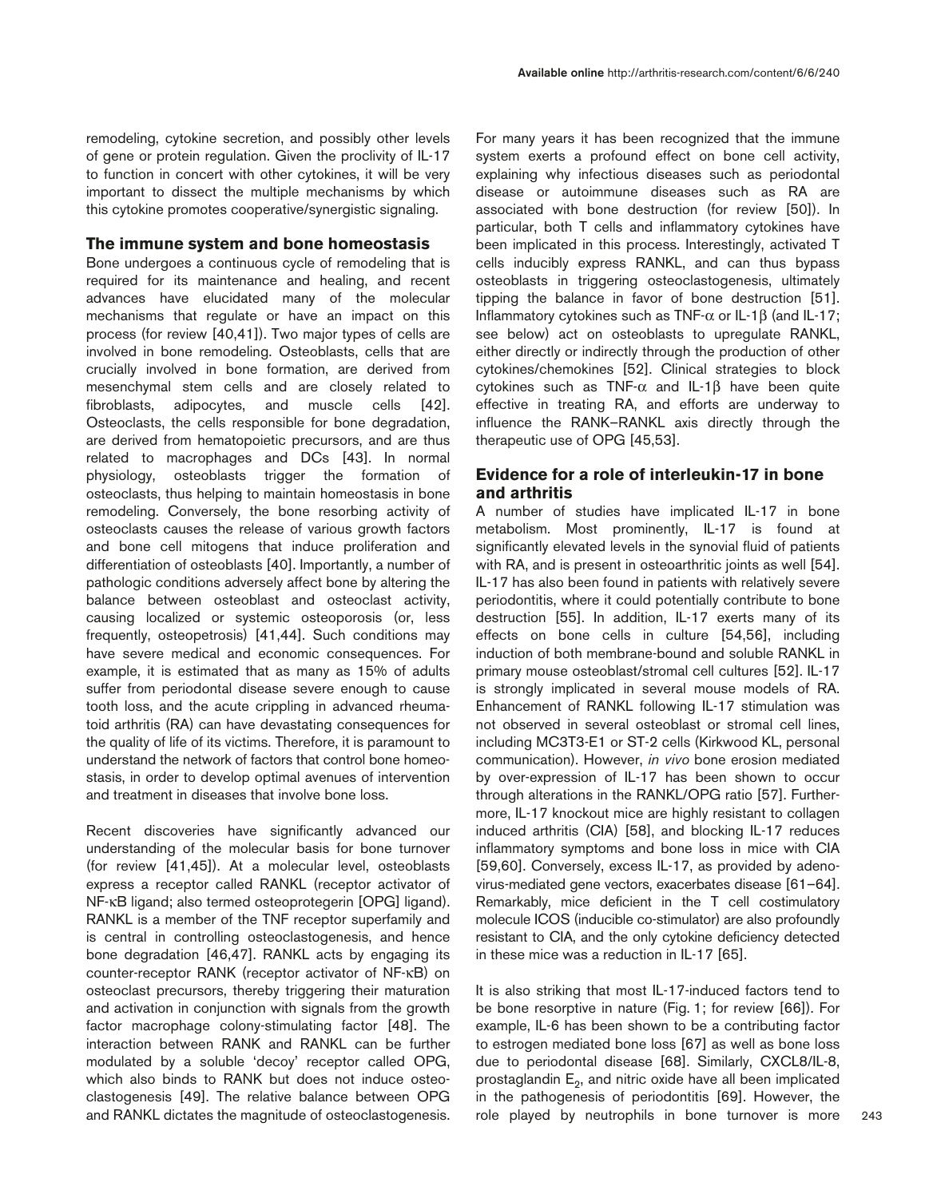remodeling, cytokine secretion, and possibly other levels of gene or protein regulation. Given the proclivity of IL-17 to function in concert with other cytokines, it will be very important to dissect the multiple mechanisms by which this cytokine promotes cooperative/synergistic signaling.

## The immune system and bone homeostasis

Bone undergoes a continuous cycle of remodeling that is required for its maintenance and healing, and recent advances have elucidated many of the molecular mechanisms that regulate or have an impact on this process (for review [40,41]). Two major types of cells are involved in bone remodeling. Osteoblasts, cells that are crucially involved in bone formation, are derived from mesenchymal stem cells and are closely related to fibroblasts, adipocytes, and muscle cells [42]. Osteoclasts, the cells responsible for bone degradation, are derived from hematopoietic precursors, and are thus related to macrophages and DCs [43]. In normal physiology, osteoblasts trigger the formation of osteoclasts, thus helping to maintain homeostasis in bone remodeling. Conversely, the bone resorbing activity of osteoclasts causes the release of various growth factors and bone cell mitogens that induce proliferation and differentiation of osteoblasts [40]. Importantly, a number of pathologic conditions adversely affect bone by altering the balance between osteoblast and osteoclast activity, causing localized or systemic osteoporosis (or, less frequently, osteopetrosis) [41,44]. Such conditions may have severe medical and economic consequences. For example, it is estimated that as many as 15% of adults suffer from periodontal disease severe enough to cause tooth loss, and the acute crippling in advanced rheumatoid arthritis (RA) can have devastating consequences for the quality of life of its victims. Therefore, it is paramount to understand the network of factors that control bone homeostasis, in order to develop optimal avenues of intervention and treatment in diseases that involve bone loss.

Recent discoveries have significantly advanced our understanding of the molecular basis for bone turnover (for review [41,45]). At a molecular level, osteoblasts express a receptor called RANKL (receptor activator of NF-κB ligand; also termed osteoprotegerin [OPG] ligand). RANKL is a member of the TNF receptor superfamily and is central in controlling osteoclastogenesis, and hence bone degradation [46,47]. RANKL acts by engaging its counter-receptor RANK (receptor activator of NF-κB) on osteoclast precursors, thereby triggering their maturation and activation in conjunction with signals from the growth factor macrophage colony-stimulating factor [48]. The interaction between RANK and RANKL can be further modulated by a soluble 'decoy' receptor called OPG, which also binds to RANK but does not induce osteoclastogenesis [49]. The relative balance between OPG and RANKL dictates the magnitude of osteoclastogenesis.

For many years it has been recognized that the immune system exerts a profound effect on bone cell activity, explaining why infectious diseases such as periodontal disease or autoimmune diseases such as RA are associated with bone destruction (for review [50]). In particular, both T cells and inflammatory cytokines have been implicated in this process. Interestingly, activated T cells inducibly express RANKL, and can thus bypass osteoblasts in triggering osteoclastogenesis, ultimately tipping the balance in favor of bone destruction [51]. Inflammatory cytokines such as TNF-α or IL-1β (and IL-17; see below) act on osteoblasts to upregulate RANKL, either directly or indirectly through the production of other cytokines/chemokines [52]. Clinical strategies to block cytokines such as TNF-α and IL-1β have been quite effective in treating RA, and efforts are underway to influence the RANK–RANKL axis directly through the therapeutic use of OPG [45,53].

## Evidence for a role of interleukin-17 in bone and arthritis

A number of studies have implicated IL-17 in bone metabolism. Most prominently, IL-17 is found at significantly elevated levels in the synovial fluid of patients with RA, and is present in osteoarthritic joints as well [54]. IL-17 has also been found in patients with relatively severe periodontitis, where it could potentially contribute to bone destruction [55]. In addition, IL-17 exerts many of its effects on bone cells in culture [54,56], including induction of both membrane-bound and soluble RANKL in primary mouse osteoblast/stromal cell cultures [52]. IL-17 is strongly implicated in several mouse models of RA. Enhancement of RANKL following IL-17 stimulation was not observed in several osteoblast or stromal cell lines, including MC3T3-E1 or ST-2 cells (Kirkwood KL, personal communication). However, *in vivo* bone erosion mediated by over-expression of IL-17 has been shown to occur through alterations in the RANKL/OPG ratio [57]. Furthermore, IL-17 knockout mice are highly resistant to collagen induced arthritis (CIA) [58], and blocking IL-17 reduces inflammatory symptoms and bone loss in mice with CIA [59,60]. Conversely, excess IL-17, as provided by adenovirus-mediated gene vectors, exacerbates disease [61–64]. Remarkably, mice deficient in the T cell costimulatory molecule ICOS (inducible co-stimulator) are also profoundly resistant to CIA, and the only cytokine deficiency detected in these mice was a reduction in IL-17 [65].

It is also striking that most IL-17-induced factors tend to be bone resorptive in nature (Fig. 1; for review [66]). For example, IL-6 has been shown to be a contributing factor to estrogen mediated bone loss [67] as well as bone loss due to periodontal disease [68]. Similarly, CXCL8/IL-8, prostaglandin $E_2$, and nitric oxide have all been implicated in the pathogenesis of periodontitis [69]. However, the role played by neutrophils in bone turnover is more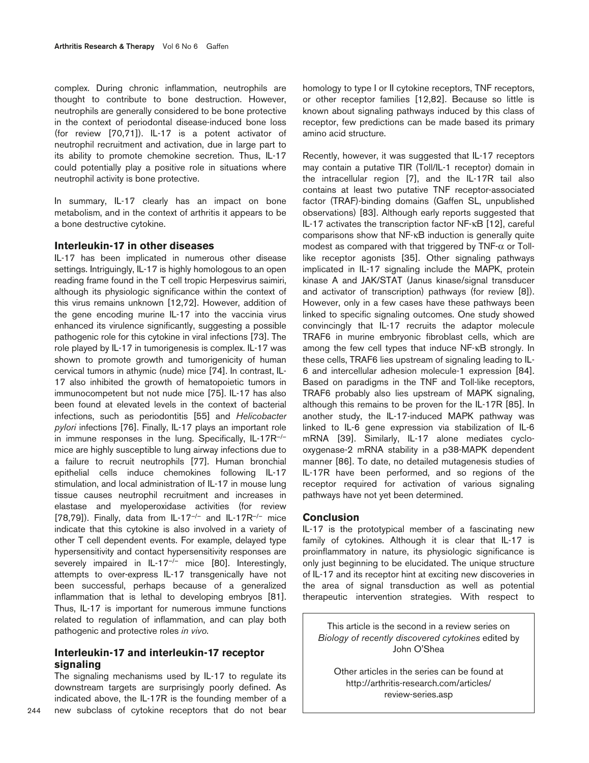complex. During chronic inflammation, neutrophils are thought to contribute to bone destruction. However, neutrophils are generally considered to be bone protective in the context of periodontal disease-induced bone loss (for review [70,71]). IL-17 is a potent activator of neutrophil recruitment and activation, due in large part to its ability to promote chemokine secretion. Thus, IL-17 could potentially play a positive role in situations where neutrophil activity is bone protective.

In summary, IL-17 clearly has an impact on bone metabolism, and in the context of arthritis it appears to be a bone destructive cytokine.

## Interleukin-17 in other diseases

IL-17 has been implicated in numerous other disease settings. Intriguingly, IL-17 is highly homologous to an open reading frame found in the T cell tropic Herpesvirus saimiri, although its physiologic significance within the context of this virus remains unknown [12,72]. However, addition of the gene encoding murine IL-17 into the vaccinia virus enhanced its virulence significantly, suggesting a possible pathogenic role for this cytokine in viral infections [73]. The role played by IL-17 in tumorigenesis is complex. IL-17 was shown to promote growth and tumorigenicity of human cervical tumors in athymic (nude) mice [74]. In contrast, IL-17 also inhibited the growth of hematopoietic tumors in immunocompetent but not nude mice [75]. IL-17 has also been found at elevated levels in the context of bacterial infections, such as periodontitis [55] and *Helicobacter pylori* infections [76]. Finally, IL-17 plays an important role in immune responses in the lung. Specifically, IL-17R$^{-/-}$ mice are highly susceptible to lung airway infections due to a failure to recruit neutrophils [77]. Human bronchial epithelial cells induce chemokines following IL-17 stimulation, and local administration of IL-17 in mouse lung tissue causes neutrophil recruitment and increases in elastase and myeloperoxidase activities (for review [78,79]). Finally, data from IL-17$^{-/-}$ and IL-17R$^{-/-}$ mice indicate that this cytokine is also involved in a variety of other T cell dependent events. For example, delayed type hypersensitivity and contact hypersensitivity responses are severely impaired in IL-17$^{-/-}$ mice [80]. Interestingly, attempts to over-express IL-17 transgenically have not been successful, perhaps because of a generalized inflammation that is lethal to developing embryos [81]. Thus, IL-17 is important for numerous immune functions related to regulation of inflammation, and can play both pathogenic and protective roles *in vivo*.

## Interleukin-17 and interleukin-17 receptor signaling

The signaling mechanisms used by IL-17 to regulate its downstream targets are surprisingly poorly defined. As indicated above, the IL-17R is the founding member of a new subclass of cytokine receptors that do not bear homology to type I or II cytokine receptors, TNF receptors, or other receptor families [12,82]. Because so little is known about signaling pathways induced by this class of receptor, few predictions can be made based its primary amino acid structure.

Recently, however, it was suggested that IL-17 receptors may contain a putative TIR (Toll/IL-1 receptor) domain in the intracellular region [7], and the IL-17R tail also contains at least two putative TNF receptor-associated factor (TRAF)-binding domains (Gaffen SL, unpublished observations) [83]. Although early reports suggested that IL-17 activates the transcription factor NF-κB [12], careful comparisons show that NF-κB induction is generally quite modest as compared with that triggered by TNF-α or Toll-like receptor agonists [35]. Other signaling pathways implicated in IL-17 signaling include the MAPK, protein kinase A and JAK/STAT (Janus kinase/signal transducer and activator of transcription) pathways (for review [8]). However, only in a few cases have these pathways been linked to specific signaling outcomes. One study showed convincingly that IL-17 recruits the adaptor molecule TRAF6 in murine embryonic fibroblast cells, which are among the few cell types that induce NF-κB strongly. In these cells, TRAF6 lies upstream of signaling leading to IL-6 and intercellular adhesion molecule-1 expression [84]. Based on paradigms in the TNF and Toll-like receptors, TRAF6 probably also lies upstream of MAPK signaling, although this remains to be proven for the IL-17R [85]. In another study, the IL-17-induced MAPK pathway was linked to IL-6 gene expression via stabilization of IL-6 mRNA [39]. Similarly, IL-17 alone mediates cyclo-oxygenase-2 mRNA stability in a p38-MAPK dependent manner [86]. To date, no detailed mutagenesis studies of IL-17R have been performed, and so regions of the receptor required for activation of various signaling pathways have not yet been determined.

## Conclusion

IL-17 is the prototypical member of a fascinating new family of cytokines. Although it is clear that IL-17 is proinflammatory in nature, its physiologic significance is only just beginning to be elucidated. The unique structure of IL-17 and its receptor hint at exciting new discoveries in the area of signal transduction as well as potential therapeutic intervention strategies. With respect to

This article is the second in a review series on *Biology of recently discovered cytokines* edited by John O'Shea

Other articles in the series can be found at http://arthritis-research.com/articles/review-series.asp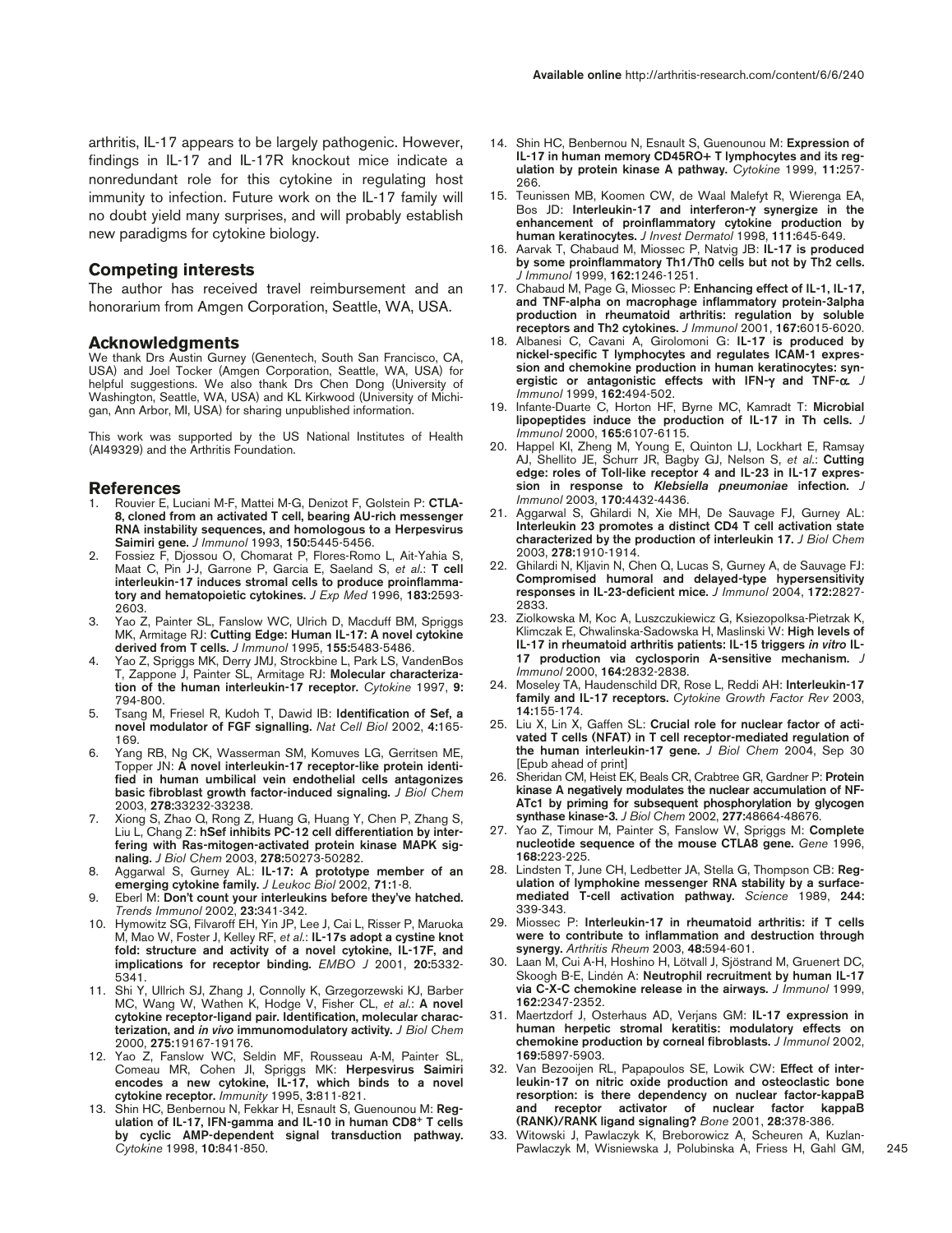arthritis, IL-17 appears to be largely pathogenic. However, findings in IL-17 and IL-17R knockout mice indicate a nonredundant role for this cytokine in regulating host immunity to infection. Future work on the IL-17 family will no doubt yield many surprises, and will probably establish new paradigms for cytokine biology.

## Competing interests

The author has received travel reimbursement and an honorarium from Amgen Corporation, Seattle, WA, USA.

## Acknowledgments

We thank Drs Austin Gurney (Genentech, South San Francisco, CA, USA) and Joel Tocker (Amgen Corporation, Seattle, WA, USA) for helpful suggestions. We also thank Drs Chen Dong (University of Washington, Seattle, WA, USA) and KL Kirkwood (University of Michigan, Ann Arbor, MI, USA) for sharing unpublished information.

This work was supported by the US National Institutes of Health (AI49329) and the Arthritis Foundation.

## References

1. Rouvier E, Luciani M-F, Mattei M-G, Denizot F, Golstein P: **CTLA-8, cloned from an activated T cell, bearing AU-rich messenger RNA instability sequences, and homologous to a Herpesvirus Saimiri gene.** *J Immunol* 1993, **150:**5445-5456.
2. Fossiez F, Djossou O, Chomarat P, Flores-Romo L, Ait-Yahia S, Maat C, Pin J-J, Garrone P, Garcia E, Saeland S, *et al.*: **T cell interleukin-17 induces stromal cells to produce proinflammatory and hematopoietic cytokines.** *J Exp Med* 1996, **183:**2593-2603.
3. Yao Z, Painter SL, Fanslow WC, Ulrich D, Macduff BM, Spriggs MK, Armitage RJ: **Cutting Edge: Human IL-17: A novel cytokine derived from T cells.** *J Immunol* 1995, **155:**5483-5486.
4. Yao Z, Spriggs MK, Derry JMJ, Strockbine L, Park LS, VandenBos T, Zappone J, Painter SL, Armitage RJ: **Molecular characterization of the human interleukin-17 receptor.** *Cytokine* 1997, **9:** 794-800.
5. Tsang M, Friesel R, Kudoh T, Dawid IB: **Identification of Sef, a novel modulator of FGF signalling.** *Nat Cell Biol* 2002, **4:**165-169.
6. Yang RB, Ng CK, Wasserman SM, Komuves LG, Gerritsen ME, Topper JN: **A novel interleukin-17 receptor-like protein identified in human umbilical vein endothelial cells antagonizes basic fibroblast growth factor-induced signaling.** *J Biol Chem* 2003, **278:**33232-33238.
7. Xiong S, Zhao Q, Rong Z, Huang G, Huang Y, Chen P, Zhang S, Liu L, Chang Z: **hSef inhibits PC-12 cell differentiation by interfering with Ras-mitogen-activated protein kinase MAPK signaling.** *J Biol Chem* 2003, **278:**50273-50282.
8. Aggarwal S, Gurney AL: **IL-17: A prototype member of an emerging cytokine family.** *J Leukoc Biol* 2002, **71:**1-8.
9. Eberl M: **Don't count your interleukins before they've hatched.** *Trends Immunol* 2002, **23:**341-342.
10. Hymowitz SG, Filvaroff EH, Yin JP, Lee J, Cai L, Risser P, Maruoka M, Mao W, Foster J, Kelley RF, *et al.*: **IL-17s adopt a cystine knot fold: structure and activity of a novel cytokine, IL-17F, and implications for receptor binding.** *EMBO J* 2001, **20:**5332-5341.
11. Shi Y, Ullrich SJ, Zhang J, Connolly K, Grzegorzewski KJ, Barber MC, Wang W, Wathen K, Hodge V, Fisher CL, *et al.*: **A novel cytokine receptor-ligand pair. Identification, molecular characterization, and *in vivo* immunomodulatory activity.** *J Biol Chem* 2000, **275:**19167-19176.
12. Yao Z, Fanslow WC, Seldin MF, Rousseau A-M, Painter SL, Comeau MR, Cohen JI, Spriggs MK: **Herpesvirus Saimiri encodes a new cytokine, IL-17, which binds to a novel cytokine receptor.** *Immunity* 1995, **3:**811-821.
13. Shin HC, Benbernou N, Fekkar H, Esnault S, Guenounou M: **Regulation of IL-17, IFN-gamma and IL-10 in human CD8$^{+}$ T cells by cyclic AMP-dependent signal transduction pathway.** *Cytokine* 1998, **10:**841-850.
14. Shin HC, Benbernou N, Esnault S, Guenounou M: **Expression of IL-17 in human memory CD45RO+ T lymphocytes and its regulation by protein kinase A pathway.** *Cytokine* 1999, **11:**257-266.
15. Teunissen MB, Koomen CW, de Waal Malefyt R, Wierenga EA, Bos JD: **Interleukin-17 and interferon-γ synergize in the enhancement of proinflammatory cytokine production by human keratinocytes.** *J Invest Dermatol* 1998, **111:**645-649.
16. Aarvak T, Chabaud M, Miossec P, Natvig JB: **IL-17 is produced by some proinflammatory Th1/Th0 cells but not by Th2 cells.** *J Immunol* 1999, **162:**1246-1251.
17. Chabaud M, Page G, Miossec P: **Enhancing effect of IL-1, IL-17, and TNF-alpha on macrophage inflammatory protein-3alpha production in rheumatoid arthritis: regulation by soluble receptors and Th2 cytokines.** *J Immunol* 2001, **167:**6015-6020.
18. Albanesi C, Cavani A, Girolomoni G: **IL-17 is produced by nickel-specific T lymphocytes and regulates ICAM-1 expression and chemokine production in human keratinocytes: synergistic or antagonistic effects with IFN-γ and TNF-α.** *J Immunol* 1999, **162:**494-502.
19. Infante-Duarte C, Horton HF, Byrne MC, Kamradt T: **Microbial lipopeptides induce the production of IL-17 in Th cells.** *J Immunol* 2000, **165:**6107-6115.
20. Happel KI, Zheng M, Young E, Quinton LJ, Lockhart E, Ramsay AJ, Shellito JE, Schurr JR, Bagby GJ, Nelson S, *et al.*: **Cutting edge: roles of Toll-like receptor 4 and IL-23 in IL-17 expression in response to *Klebsiella pneumoniae* infection.** *J Immunol* 2003, **170:**4432-4436.
21. Aggarwal S, Ghilardi N, Xie MH, De Sauvage FJ, Gurney AL: **Interleukin 23 promotes a distinct CD4 T cell activation state characterized by the production of interleukin 17.** *J Biol Chem* 2003, **278:**1910-1914.
22. Ghilardi N, Kljavin N, Chen Q, Lucas S, Gurney A, de Sauvage FJ: **Compromised humoral and delayed-type hypersensitivity responses in IL-23-deficient mice.** *J Immunol* 2004, **172:**2827-2833.
23. Ziolkowska M, Koc A, Luszczukiewicz G, Ksiezopolksa-Pietrzak K, Klimczak E, Chwalinska-Sadowska H, Maslinski W: **High levels of IL-17 in rheumatoid arthritis patients: IL-15 triggers *in vitro* IL-17 production via cyclosporin A-sensitive mechanism.** *J Immunol* 2000, **164:**2832-2838.
24. Moseley TA, Haudenschild DR, Rose L, Reddi AH: **Interleukin-17 family and IL-17 receptors.** *Cytokine Growth Factor Rev* 2003, **14:**155-174.
25. Liu X, Lin X, Gaffen SL: **Crucial role for nuclear factor of activated T cells (NFAT) in T cell receptor-mediated regulation of the human interleukin-17 gene.** *J Biol Chem* 2004, Sep 30 [Epub ahead of print]
26. Sheridan CM, Heist EK, Beals CR, Crabtree GR, Gardner P: **Protein kinase A negatively modulates the nuclear accumulation of NF-ATc1 by priming for subsequent phosphorylation by glycogen synthase kinase-3.** *J Biol Chem* 2002, **277:**48664-48676.
27. Yao Z, Timour M, Painter S, Fanslow W, Spriggs M: **Complete nucleotide sequence of the mouse CTLA8 gene.** *Gene* 1996, **168:**223-225.
28. Lindsten T, June CH, Ledbetter JA, Stella G, Thompson CB: **Regulation of lymphokine messenger RNA stability by a surface-mediated T-cell activation pathway.** *Science* 1989, **244:** 339-343.
29. Miossec P: **Interleukin-17 in rheumatoid arthritis: if T cells were to contribute to inflammation and destruction through synergy.** *Arthritis Rheum* 2003, **48:**594-601.
30. Laan M, Cui A-H, Hoshino H, Lötvall J, Sjöstrand M, Gruenert DC, Skoogh B-E, Lindén A: **Neutrophil recruitment by human IL-17 via C-X-C chemokine release in the airways.** *J Immunol* 1999, **162:**2347-2352.
31. Maertzdorf J, Osterhaus AD, Verjans GM: **IL-17 expression in human herpetic stromal keratitis: modulatory effects on chemokine production by corneal fibroblasts.** *J Immunol* 2002, **169:**5897-5903.
32. Van Bezooijen RL, Papapoulos SE, Lowik CW: **Effect of interleukin-17 on nitric oxide production and osteoclastic bone resorption: is there dependency on nuclear factor-kappaB and receptor activator of nuclear factor kappaB (RANK)/RANK ligand signaling?** *Bone* 2001, **28:**378-386.
33. Witowski J, Pawlaczyk K, Breborowicz A, Scheuren A, Kuzlan-Pawlaczyk M, Wisniewska J, Polubinska A, Friess H, Gahl GM,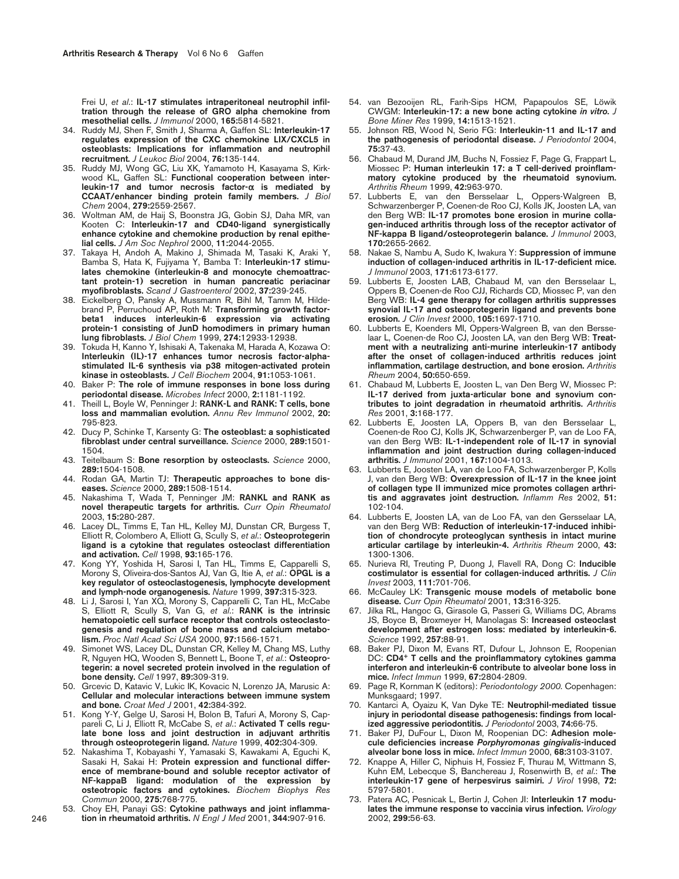Frei U, *et al.*: **IL-17 stimulates intraperitoneal neutrophil infiltration through the release of GRO alpha chemokine from mesothelial cells.** *J Immunol* 2000, **165:**5814-5821.

34. Ruddy MJ, Shen F, Smith J, Sharma A, Gaffen SL: **Interleukin-17 regulates expression of the CXC chemokine LIX/CXCL5 in osteoblasts: Implications for inflammation and neutrophil recruitment.** *J Leukoc Biol* 2004, **76:**135-144.
35. Ruddy MJ, Wong GC, Liu XK, Yamamoto H, Kasayama S, Kirkwood KL, Gaffen SL: **Functional cooperation between interleukin-17 and tumor necrosis factor-α is mediated by CCAAT/enhancer binding protein family members.** *J Biol Chem* 2004, **279:**2559-2567.
36. Woltman AM, de Haij S, Boonstra JG, Gobin SJ, Daha MR, van Kooten C: **Interleukin-17 and CD40-ligand synergistically enhance cytokine and chemokine production by renal epithelial cells.** *J Am Soc Nephrol* 2000, **11:**2044-2055.
37. Takaya H, Andoh A, Makino J, Shimada M, Tasaki K, Araki Y, Bamba S, Hata K, Fujiyama Y, Bamba T: **Interleukin-17 stimulates chemokine (interleukin-8 and monocyte chemoattractant protein-1) secretion in human pancreatic periacinar myofibroblasts.** *Scand J Gastroenterol* 2002, **37:**239-245.
38. Eickelberg O, Pansky A, Mussmann R, Bihl M, Tamm M, Hildebrand P, Perruchoud AP, Roth M: **Transforming growth factor-beta1 induces interleukin-6 expression via activating protein-1 consisting of JunD homodimers in primary human lung fibroblasts.** *J Biol Chem* 1999, **274:**12933-12938.
39. Tokuda H, Kanno Y, Ishisaki A, Takenaka M, Harada A, Kozawa O: **Interleukin (IL)-17 enhances tumor necrosis factor-alpha-stimulated IL-6 synthesis via p38 mitogen-activated protein kinase in osteoblasts.** *J Cell Biochem* 2004, **91:**1053-1061.
40. Baker P: **The role of immune responses in bone loss during periodontal disease.** *Microbes Infect* 2000, **2:**1181-1192.
41. Theill L, Boyle W, Penninger J: **RANK-L and RANK: T cells, bone loss and mammalian evolution.** *Annu Rev Immunol* 2002, **20:** 795-823.
42. Ducy P, Schinke T, Karsenty G: **The osteoblast: a sophisticated fibroblast under central surveillance.** *Science* 2000, **289:**1501-1504.
43. Teitelbaum S: **Bone resorption by osteoclasts.** *Science* 2000, **289:**1504-1508.
44. Rodan GA, Martin TJ: **Therapeutic approaches to bone diseases.** *Science* 2000, **289:**1508-1514.
45. Nakashima T, Wada T, Penninger JM: **RANKL and RANK as novel therapeutic targets for arthritis.** *Curr Opin Rheumatol* 2003, **15:**280-287.
46. Lacey DL, Timms E, Tan HL, Kelley MJ, Dunstan CR, Burgess T, Elliott R, Colombero A, Elliott G, Scully S, *et al.*: **Osteoprotegerin ligand is a cytokine that regulates osteoclast differentiation and activation.** *Cell* 1998, **93:**165-176.
47. Kong YY, Yoshida H, Sarosi I, Tan HL, Timms E, Capparelli S, Morony S, Oliveira-dos-Santos AJ, Van G, Itie A, *et al.*: **OPGL is a key regulator of osteoclastogenesis, lymphocyte development and lymph-node organogenesis.** *Nature* 1999, **397:**315-323.
48. Li J, Sarosi I, Yan XQ, Morony S, Capparelli C, Tan HL, McCabe S, Elliott R, Scully S, Van G, *et al.*: **RANK is the intrinsic hematopoietic cell surface receptor that controls osteoclastogenesis and regulation of bone mass and calcium metabolism.** *Proc Natl Acad Sci USA* 2000, **97:**1566-1571.
49. Simonet WS, Lacey DL, Dunstan CR, Kelley M, Chang MS, Luthy R, Nguyen HQ, Wooden S, Bennett L, Boone T, *et al.*: **Osteoprotegerin: a novel secreted protein involved in the regulation of bone density.** *Cell* 1997, **89:**309-319.
50. Grcevic D, Katavic V, Lukic IK, Kovacic N, Lorenzo JA, Marusic A: **Cellular and molecular interactions between immune system and bone.** *Croat Med J* 2001, **42:**384-392.
51. Kong Y-Y, Gelge U, Sarosi I, Bolon B, Tafuri A, Morony S, Capparelli C, Li J, Elliott R, McCabe S, *et al.*: **Activated T cells regulate bone loss and joint destruction in adjuvant arthritis through osteoprotegerin ligand.** *Nature* 1999, **402:**304-309.
52. Nakashima T, Kobayashi Y, Yamasaki S, Kawakami A, Eguchi K, Sasaki H, Sakai H: **Protein expression and functional difference of membrane-bound and soluble receptor activator of NF-kappaB ligand: modulation of the expression by osteotropic factors and cytokines.** *Biochem Biophys Res Commun* 2000, **275:**768-775.
53. Choy EH, Panayi GS: **Cytokine pathways and joint inflammation in rheumatoid arthritis.** *N Engl J Med* 2001, **344:**907-916.
54. van Bezooijen RL, Farih-Sips HCM, Papapoulos SE, Löwik CWGM: **Interleukin-17: a new bone acting cytokine *in vitro*.** *J Bone Miner Res* 1999, **14:**1513-1521.
55. Johnson RB, Wood N, Serio FG: **Interleukin-11 and IL-17 and the pathogenesis of periodontal disease.** *J Periodontol* 2004, **75:**37-43.
56. Chabaud M, Durand JM, Buchs N, Fossiez F, Page G, Frappart L, Miossec P: **Human interleukin 17: a T cell-derived proinflammatory cytokine produced by the rheumatoid synovium.** *Arthritis Rheum* 1999, **42:**963-970.
57. Lubberts E, van den Bersselaar L, Oppers-Walgreen B, Schwarzenberger P, Coenen-de Roo CJ, Kolls JK, Joosten LA, van den Berg WB: **IL-17 promotes bone erosion in murine collagen-induced arthritis through loss of the receptor activator of NF-kappa B ligand/osteoprotegerin balance.** *J Immunol* 2003, **170:**2655-2662.
58. Nakae S, Nambu A, Sudo K, Iwakura Y: **Suppression of immune induction of collagen-induced arthritis in IL-17-deficient mice.** *J Immunol* 2003, **171:**6173-6177.
59. Lubberts E, Joosten LAB, Chabaud M, van den Bersselaar L, Oppers B, Coenen-de Roo CJJ, Richards CD, Miossec P, van den Berg WB: **IL-4 gene therapy for collagen arthritis suppresses synovial IL-17 and osteoprotegerin ligand and prevents bone erosion.** *J Clin Invest* 2000, **105:**1697-1710.
60. Lubberts E, Koenders MI, Oppers-Walgreen B, van den Bersselaar L, Coenen-de Roo CJ, Joosten LA, van den Berg WB: **Treatment with a neutralizing anti-murine interleukin-17 antibody after the onset of collagen-induced arthritis reduces joint inflammation, cartilage destruction, and bone erosion.** *Arthritis Rheum* 2004, **50:**650-659.
61. Chabaud M, Lubberts E, Joosten L, van Den Berg W, Miossec P: **IL-17 derived from juxta-articular bone and synovium contributes to joint degradation in rheumatoid arthritis.** *Arthritis Res* 2001, **3:**168-177.
62. Lubberts E, Joosten LA, Oppers B, van den Bersselaar L, Coenen-de Roo CJ, Kolls JK, Schwarzenberger P, van de Loo FA, van den Berg WB: **IL-1-independent role of IL-17 in synovial inflammation and joint destruction during collagen-induced arthritis.** *J Immunol* 2001, **167:**1004-1013.
63. Lubberts E, Joosten LA, van de Loo FA, Schwarzenberger P, Kolls J, van den Berg WB: **Overexpression of IL-17 in the knee joint of collagen type II immunized mice promotes collagen arthritis and aggravates joint destruction.** *Inflamm Res* 2002, **51:** 102-104.
64. Lubberts E, Joosten LA, van de Loo FA, van den Gersselaar LA, van den Berg WB: **Reduction of interleukin-17-induced inhibition of chondrocyte proteoglycan synthesis in intact murine articular cartilage by interleukin-4.** *Arthritis Rheum* 2000, **43:** 1300-1306.
65. Nurieva RI, Treuting P, Duong J, Flavell RA, Dong C: **Inducible costimulator is essential for collagen-induced arthritis.** *J Clin Invest* 2003, **111:**701-706.
66. McCauley LK: **Transgenic mouse models of metabolic bone disease.** *Curr Opin Rheumatol* 2001, **13:**316-325.
67. Jilka RL, Hangoc G, Girasole G, Passeri G, Williams DC, Abrams JS, Boyce B, Broxmeyer H, Manolagas S: **Increased osteoclast development after estrogen loss: mediated by interleukin-6.** *Science* 1992, **257:**88-91.
68. Baker PJ, Dixon M, Evans RT, Dufour L, Johnson E, Roopenian DC: **CD4+ T cells and the proinflammatory cytokines gamma interferon and interleukin-6 contribute to alveolar bone loss in mice.** *Infect Immun* 1999, **67:**2804-2809.
69. Page R, Kornman K (editors): *Periodontology 2000*. Copenhagen: Munksgaard; 1997.
70. Kantarci A, Oyaizu K, Van Dyke TE: **Neutrophil-mediated tissue injury in periodontal disease pathogenesis: findings from localized aggressive periodontitis.** *J Periodontol* 2003, **74:**66-75.
71. Baker PJ, DuFour L, Dixon M, Roopenian DC: **Adhesion molecule deficiencies increase *Porphyromonas gingivalis*-induced alveolar bone loss in mice.** *Infect Immun* 2000, **68:**3103-3107.
72. Knappe A, Hiller C, Niphuis H, Fossiez F, Thurau M, Wittmann S, Kuhn EM, Lebecque S, Banchereau J, Rosenwirth B, *et al.*: **The interleukin-17 gene of herpesvirus saimiri.** *J Virol* 1998, **72:** 5797-5801.
73. Patera AC, Pesnicak L, Bertin J, Cohen JI: **Interleukin 17 modulates the immune response to vaccinia virus infection.** *Virology* 2002, **299:**56-63.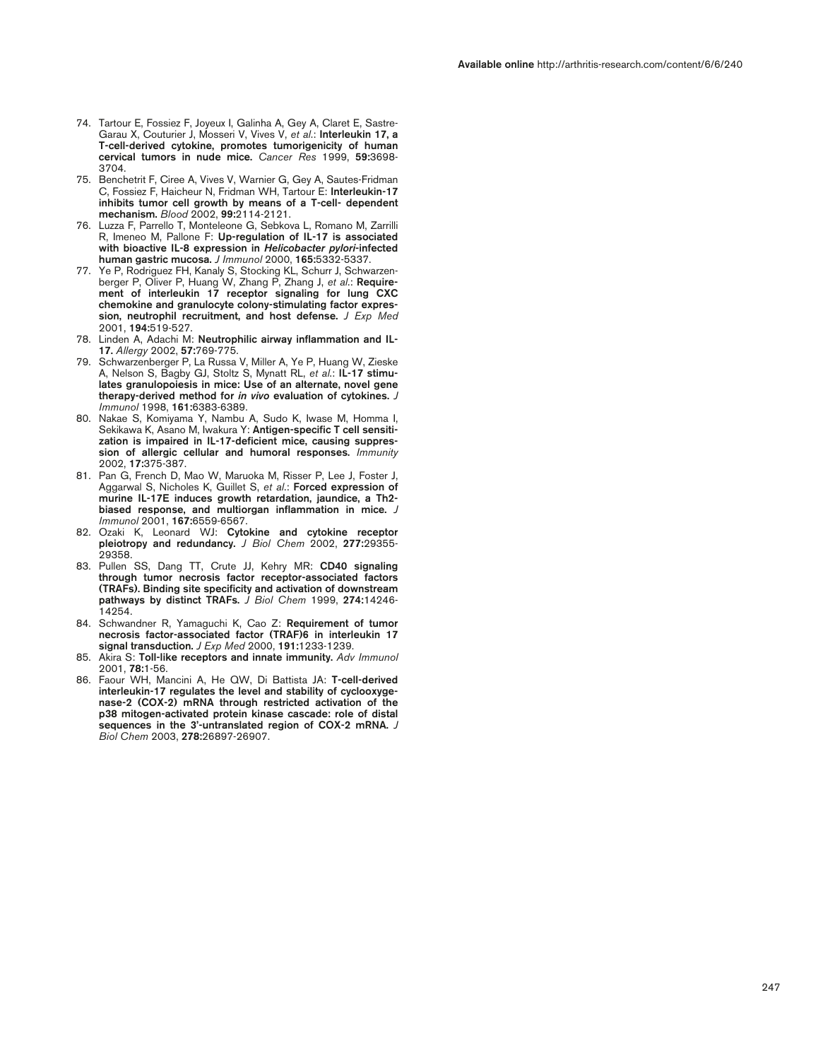74. Tartour E, Fossiez F, Joyeux I, Galinha A, Gey A, Claret E, Sastre-Garau X, Couturier J, Mosseri V, Vives V, *et al.*: **Interleukin 17, a T-cell-derived cytokine, promotes tumorigenicity of human cervical tumors in nude mice.** *Cancer Res* 1999, **59:**3698-3704.
75. Benchetrit F, Ciree A, Vives V, Warnier G, Gey A, Sautes-Fridman C, Fossiez F, Haicheur N, Fridman WH, Tartour E: **Interleukin-17 inhibits tumor cell growth by means of a T-cell- dependent mechanism.** *Blood* 2002, **99:**2114-2121.
76. Luzza F, Parrello T, Monteleone G, Sebkova L, Romano M, Zarrilli R, Imeneo M, Pallone F: **Up-regulation of IL-17 is associated with bioactive IL-8 expression in *Helicobacter pylori*-infected human gastric mucosa.** *J Immunol* 2000, **165:**5332-5337.
77. Ye P, Rodriguez FH, Kanaly S, Stocking KL, Schurr J, Schwarzenberger P, Oliver P, Huang W, Zhang P, Zhang J, *et al.*: **Requirement of interleukin 17 receptor signaling for lung CXC chemokine and granulocyte colony-stimulating factor expression, neutrophil recruitment, and host defense.** *J Exp Med* 2001, **194:**519-527.
78. Linden A, Adachi M: **Neutrophilic airway inflammation and IL-17.** *Allergy* 2002, **57:**769-775.
79. Schwarzenberger P, La Russa V, Miller A, Ye P, Huang W, Zieske A, Nelson S, Bagby GJ, Stoltz S, Mynatt RL, *et al.*: **IL-17 stimulates granulopoiesis in mice: Use of an alternate, novel gene therapy-derived method for *in vivo* evaluation of cytokines.** *J Immunol* 1998, **161:**6383-6389.
80. Nakae S, Komiyama Y, Nambu A, Sudo K, Iwase M, Homma I, Sekikawa K, Asano M, Iwakura Y: **Antigen-specific T cell sensitization is impaired in IL-17-deficient mice, causing suppression of allergic cellular and humoral responses.** *Immunity* 2002, **17:**375-387.
81. Pan G, French D, Mao W, Maruoka M, Risser P, Lee J, Foster J, Aggarwal S, Nicholes K, Guillet S, *et al.*: **Forced expression of murine IL-17E induces growth retardation, jaundice, a Th2-biased response, and multiorgan inflammation in mice.** *J Immunol* 2001, **167:**6559-6567.
82. Ozaki K, Leonard WJ: **Cytokine and cytokine receptor pleiotropy and redundancy.** *J Biol Chem* 2002, **277:**29355-29358.
83. Pullen SS, Dang TT, Crute JJ, Kehry MR: **CD40 signaling through tumor necrosis factor receptor-associated factors (TRAFs). Binding site specificity and activation of downstream pathways by distinct TRAFs.** *J Biol Chem* 1999, **274:**14246-14254.
84. Schwandner R, Yamaguchi K, Cao Z: **Requirement of tumor necrosis factor-associated factor (TRAF)6 in interleukin 17 signal transduction.** *J Exp Med* 2000, **191:**1233-1239.
85. Akira S: **Toll-like receptors and innate immunity.** *Adv Immunol* 2001, **78:**1-56.
86. Faour WH, Mancini A, He QW, Di Battista JA: **T-cell-derived interleukin-17 regulates the level and stability of cyclooxygenase-2 (COX-2) mRNA through restricted activation of the p38 mitogen-activated protein kinase cascade: role of distal sequences in the 3'-untranslated region of COX-2 mRNA.** *J Biol Chem* 2003, **278:**26897-26907.